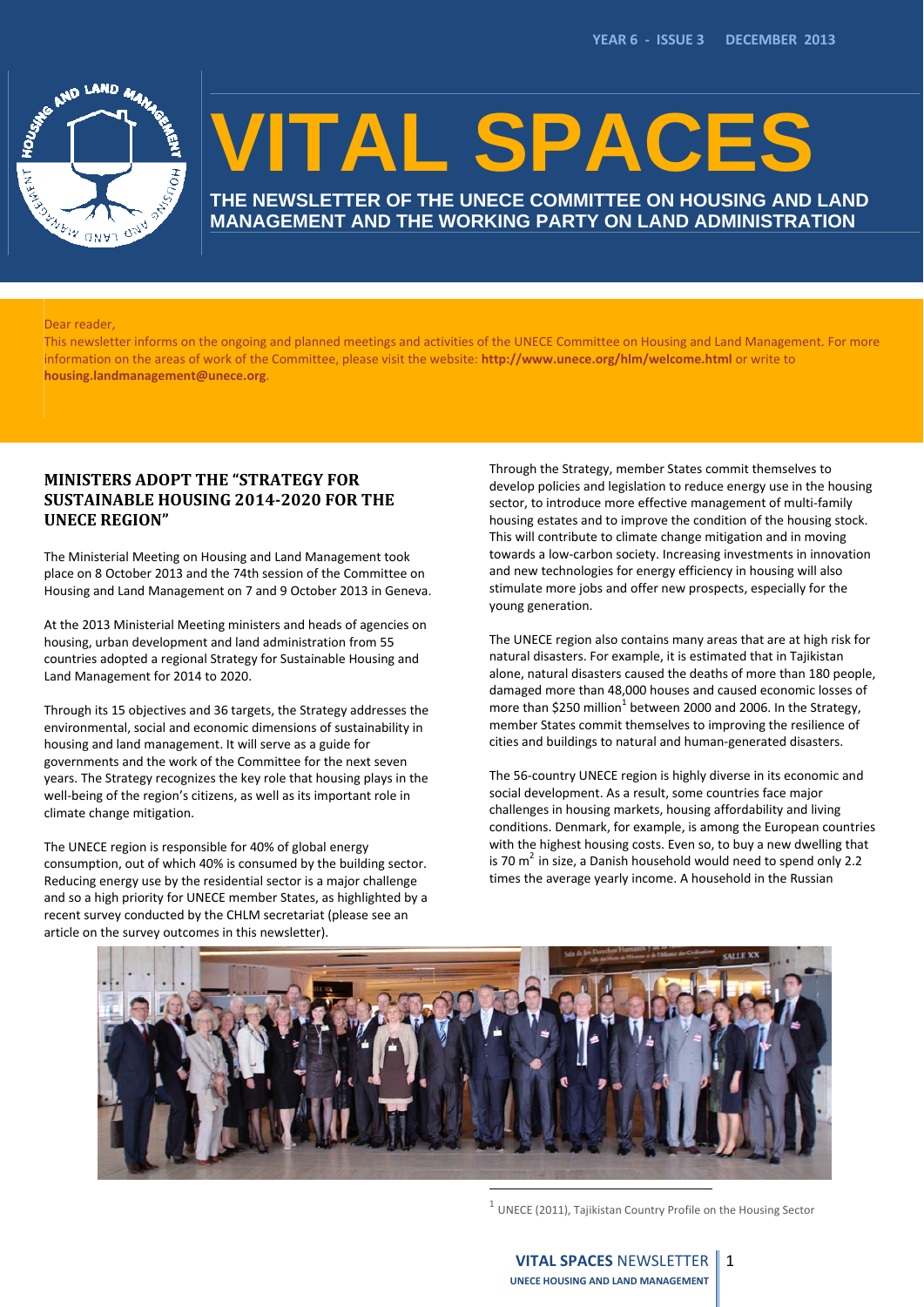YEAR 6 - ISSUE 3 DECEMBER 2013

# VITAL SPACES

**THE NEWSLETTER OF THE UNECE COMMITTEE ON HOUSING AND LAND MANAGEMENT AND THE WORKING PARTY ON LAND ADMINISTRATION**

Dear reader,

This newsletter informs on the ongoing and planned meetings and activities of the UNECE Committee on Housing and Land Management. For more information on the areas of work of the Committee, please visit the website: **http://www.unece.org/hlm/welcome.html** or write to **housing.landmanagement@unece.org**.

## MINISTERS ADOPT THE "STRATEGY FOR SUSTAINABLE HOUSING 2014-2020 FOR THE UNECE REGION"

The Ministerial Meeting on Housing and Land Management took place on 8 October 2013 and the 74th session of the Committee on Housing and Land Management on 7 and 9 October 2013 in Geneva.

At the 2013 Ministerial Meeting ministers and heads of agencies on housing, urban development and land administration from 55 countries adopted a regional Strategy for Sustainable Housing and Land Management for 2014 to 2020.

Through its 15 objectives and 36 targets, the Strategy addresses the environmental, social and economic dimensions of sustainability in housing and land management. It will serve as a guide for governments and the work of the Committee for the next seven years. The Strategy recognizes the key role that housing plays in the well-being of the region's citizens, as well as its important role in climate change mitigation.

The UNECE region is responsible for 40% of global energy consumption, out of which 40% is consumed by the building sector. Reducing energy use by the residential sector is a major challenge and so a high priority for UNECE member States, as highlighted by a recent survey conducted by the CHLM secretariat (please see an article on the survey outcomes in this newsletter).

Through the Strategy, member States commit themselves to develop policies and legislation to reduce energy use in the housing sector, to introduce more effective management of multi-family housing estates and to improve the condition of the housing stock. This will contribute to climate change mitigation and in moving towards a low-carbon society. Increasing investments in innovation and new technologies for energy efficiency in housing will also stimulate more jobs and offer new prospects, especially for the young generation.

The UNECE region also contains many areas that are at high risk for natural disasters. For example, it is estimated that in Tajikistan alone, natural disasters caused the deaths of more than 180 people, damaged more than 48,000 houses and caused economic losses of more than $250 million[1] between 2000 and 2006. In the Strategy, member States commit themselves to improving the resilience of cities and buildings to natural and human-generated disasters.

The 56-country UNECE region is highly diverse in its economic and social development. As a result, some countries face major challenges in housing markets, housing affordability and living conditions. Denmark, for example, is among the European countries with the highest housing costs. Even so, to buy a new dwelling that is 70 $m^2$ in size, a Danish household would need to spend only 2.2 times the average yearly income. A household in the Russian

[1] UNECE (2011), Tajikistan Country Profile on the Housing Sector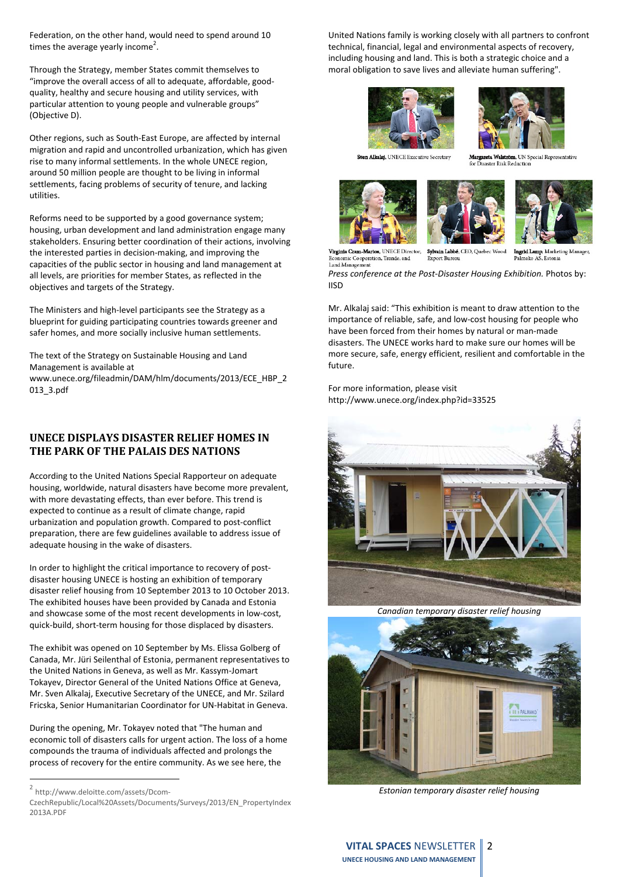Federation, on the other hand, would need to spend around 10 times the average yearly income[2].

Through the Strategy, member States commit themselves to "improve the overall access of all to adequate, affordable, good-quality, healthy and secure housing and utility services, with particular attention to young people and vulnerable groups" (Objective D).

Other regions, such as South-East Europe, are affected by internal migration and rapid and uncontrolled urbanization, which has given rise to many informal settlements. In the whole UNECE region, around 50 million people are thought to be living in informal settlements, facing problems of security of tenure, and lacking utilities.

Reforms need to be supported by a good governance system; housing, urban development and land administration engage many stakeholders. Ensuring better coordination of their actions, involving the interested parties in decision-making, and improving the capacities of the public sector in housing and land management at all levels, are priorities for member States, as reflected in the objectives and targets of the Strategy.

The Ministers and high-level participants see the Strategy as a blueprint for guiding participating countries towards greener and safer homes, and more socially inclusive human settlements.

The text of the Strategy on Sustainable Housing and Land Management is available at www.unece.org/fileadmin/DAM/hlm/documents/2013/ECE_HBP_2013_3.pdf

## UNECE DISPLAYS DISASTER RELIEF HOMES IN THE PARK OF THE PALAIS DES NATIONS

According to the United Nations Special Rapporteur on adequate housing, worldwide, natural disasters have become more prevalent, with more devastating effects, than ever before. This trend is expected to continue as a result of climate change, rapid urbanization and population growth. Compared to post-conflict preparation, there are few guidelines available to address issue of adequate housing in the wake of disasters.

In order to highlight the critical importance to recovery of post-disaster housing UNECE is hosting an exhibition of temporary disaster relief housing from 10 September 2013 to 10 October 2013. The exhibited houses have been provided by Canada and Estonia and showcase some of the most recent developments in low-cost, quick-build, short-term housing for those displaced by disasters.

The exhibit was opened on 10 September by Ms. Elissa Golberg of Canada, Mr. Jüri Seilenthal of Estonia, permanent representatives to the United Nations in Geneva, as well as Mr. Kassym-Jomart Tokayev, Director General of the United Nations Office at Geneva, Mr. Sven Alkalaj, Executive Secretary of the UNECE, and Mr. Szilard Fricska, Senior Humanitarian Coordinator for UN-Habitat in Geneva.

During the opening, Mr. Tokayev noted that "The human and economic toll of disasters calls for urgent action. The loss of a home compounds the trauma of individuals affected and prolongs the process of recovery for the entire community. As we see here, the United Nations family is working closely with all partners to confront technical, financial, legal and environmental aspects of recovery, including housing and land. This is both a strategic choice and a moral obligation to save lives and alleviate human suffering".

**Sven Alkalaj**, UNECE Executive Secretary

**Margareta Wahlström**, UN Special Representative for Disaster Risk Reduction

**Virginia Cram-Martos**, UNECE Director, Economic Cooperation, Trade, and Land Management

**Sylvain Labbé**, CEO, Quebec Wood Export Bureau

**Ingrid Lamp**, Marketing Manager, Palmako AS, Estonia

*Press conference at the Post-Disaster Housing Exhibition.* Photos by: IISD

Mr. Alkalaj said: "This exhibition is meant to draw attention to the importance of reliable, safe, and low-cost housing for people who have been forced from their homes by natural or man-made disasters. The UNECE works hard to make sure our homes will be more secure, safe, energy efficient, resilient and comfortable in the future.

For more information, please visit http://www.unece.org/index.php?id=33525

*Canadian temporary disaster relief housing*

*Estonian temporary disaster relief housing*

[2] http://www.deloitte.com/assets/Dcom-CzechRepublic/Local%20Assets/Documents/Surveys/2013/EN_PropertyIndex2013A.PDF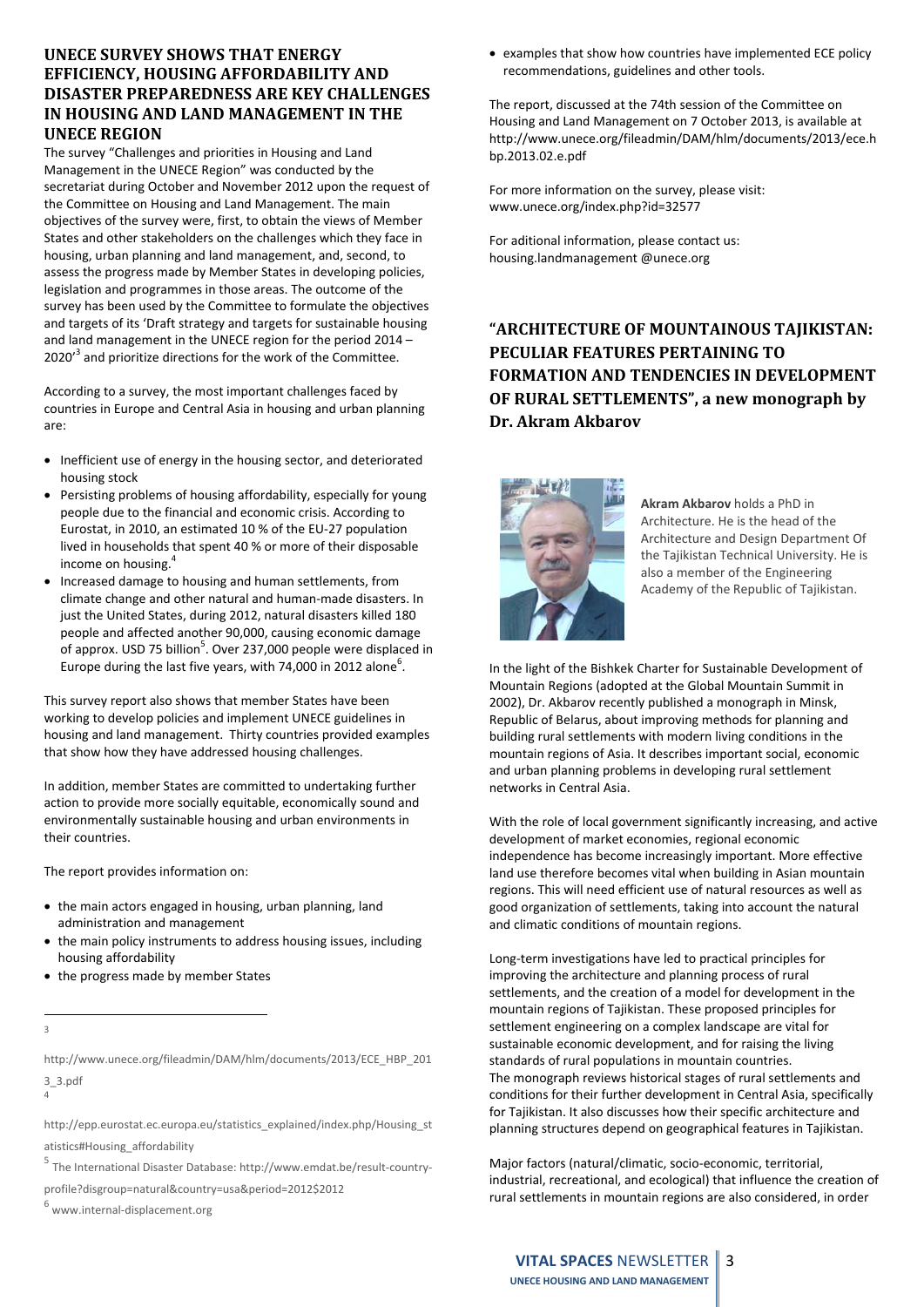## UNECE SURVEY SHOWS THAT ENERGY EFFICIENCY, HOUSING AFFORDABILITY AND DISASTER PREPAREDNESS ARE KEY CHALLENGES IN HOUSING AND LAND MANAGEMENT IN THE UNECE REGION

The survey "Challenges and priorities in Housing and Land Management in the UNECE Region" was conducted by the secretariat during October and November 2012 upon the request of the Committee on Housing and Land Management. The main objectives of the survey were, first, to obtain the views of Member States and other stakeholders on the challenges which they face in housing, urban planning and land management, and, second, to assess the progress made by Member States in developing policies, legislation and programmes in those areas. The outcome of the survey has been used by the Committee to formulate the objectives and targets of its 'Draft strategy and targets for sustainable housing and land management in the UNECE region for the period 2014 – 2020'[3] and prioritize directions for the work of the Committee.

According to a survey, the most important challenges faced by countries in Europe and Central Asia in housing and urban planning are:

- Inefficient use of energy in the housing sector, and deteriorated housing stock
- Persisting problems of housing affordability, especially for young people due to the financial and economic crisis. According to Eurostat, in 2010, an estimated 10 % of the EU-27 population lived in households that spent 40 % or more of their disposable income on housing.[4]
- Increased damage to housing and human settlements, from climate change and other natural and human-made disasters. In just the United States, during 2012, natural disasters killed 180 people and affected another 90,000, causing economic damage of approx. USD 75 billion[5]. Over 237,000 people were displaced in Europe during the last five years, with 74,000 in 2012 alone[6].

This survey report also shows that member States have been working to develop policies and implement UNECE guidelines in housing and land management. Thirty countries provided examples that show how they have addressed housing challenges.

In addition, member States are committed to undertaking further action to provide more socially equitable, economically sound and environmentally sustainable housing and urban environments in their countries.

The report provides information on:

- the main actors engaged in housing, urban planning, land administration and management
- the main policy instruments to address housing issues, including housing affordability
- the progress made by member States
- examples that show how countries have implemented ECE policy recommendations, guidelines and other tools.

The report, discussed at the 74th session of the Committee on Housing and Land Management on 7 October 2013, is available at http://www.unece.org/fileadmin/DAM/hlm/documents/2013/ece.hbp.2013.02.e.pdf

For more information on the survey, please visit: www.unece.org/index.php?id=32577

For aditional information, please contact us: housing.landmanagement @unece.org

---

[3] http://www.unece.org/fileadmin/DAM/hlm/documents/2013/ECE_HBP_2013_3.pdf

[4] http://epp.eurostat.ec.europa.eu/statistics_explained/index.php/Housing_statistics#Housing_affordability

[5] The International Disaster Database: http://www.emdat.be/result-country-profile?disgroup=natural&country=usa&period=2012$2012

[6] www.internal-displacement.org

## "ARCHITECTURE OF MOUNTAINOUS TAJIKISTAN: PECULIAR FEATURES PERTAINING TO FORMATION AND TENDENCIES IN DEVELOPMENT OF RURAL SETTLEMENTS", a new monograph by Dr. Akram Akbarov

**Akram Akbarov** holds a PhD in Architecture. He is the head of the Architecture and Design Department Of the Tajikistan Technical University. He is also a member of the Engineering Academy of the Republic of Tajikistan.

In the light of the Bishkek Charter for Sustainable Development of Mountain Regions (adopted at the Global Mountain Summit in 2002), Dr. Akbarov recently published a monograph in Minsk, Republic of Belarus, about improving methods for planning and building rural settlements with modern living conditions in the mountain regions of Asia. It describes important social, economic and urban planning problems in developing rural settlement networks in Central Asia.

With the role of local government significantly increasing, and active development of market economies, regional economic independence has become increasingly important. More effective land use therefore becomes vital when building in Asian mountain regions. This will need efficient use of natural resources as well as good organization of settlements, taking into account the natural and climatic conditions of mountain regions.

Long-term investigations have led to practical principles for improving the architecture and planning process of rural settlements, and the creation of a model for development in the mountain regions of Tajikistan. These proposed principles for settlement engineering on a complex landscape are vital for sustainable economic development, and for raising the living standards of rural populations in mountain countries.
The monograph reviews historical stages of rural settlements and conditions for their further development in Central Asia, specifically for Tajikistan. It also discusses how their specific architecture and planning structures depend on geographical features in Tajikistan.

Major factors (natural/climatic, socio-economic, territorial, industrial, recreational, and ecological) that influence the creation of rural settlements in mountain regions are also considered, in order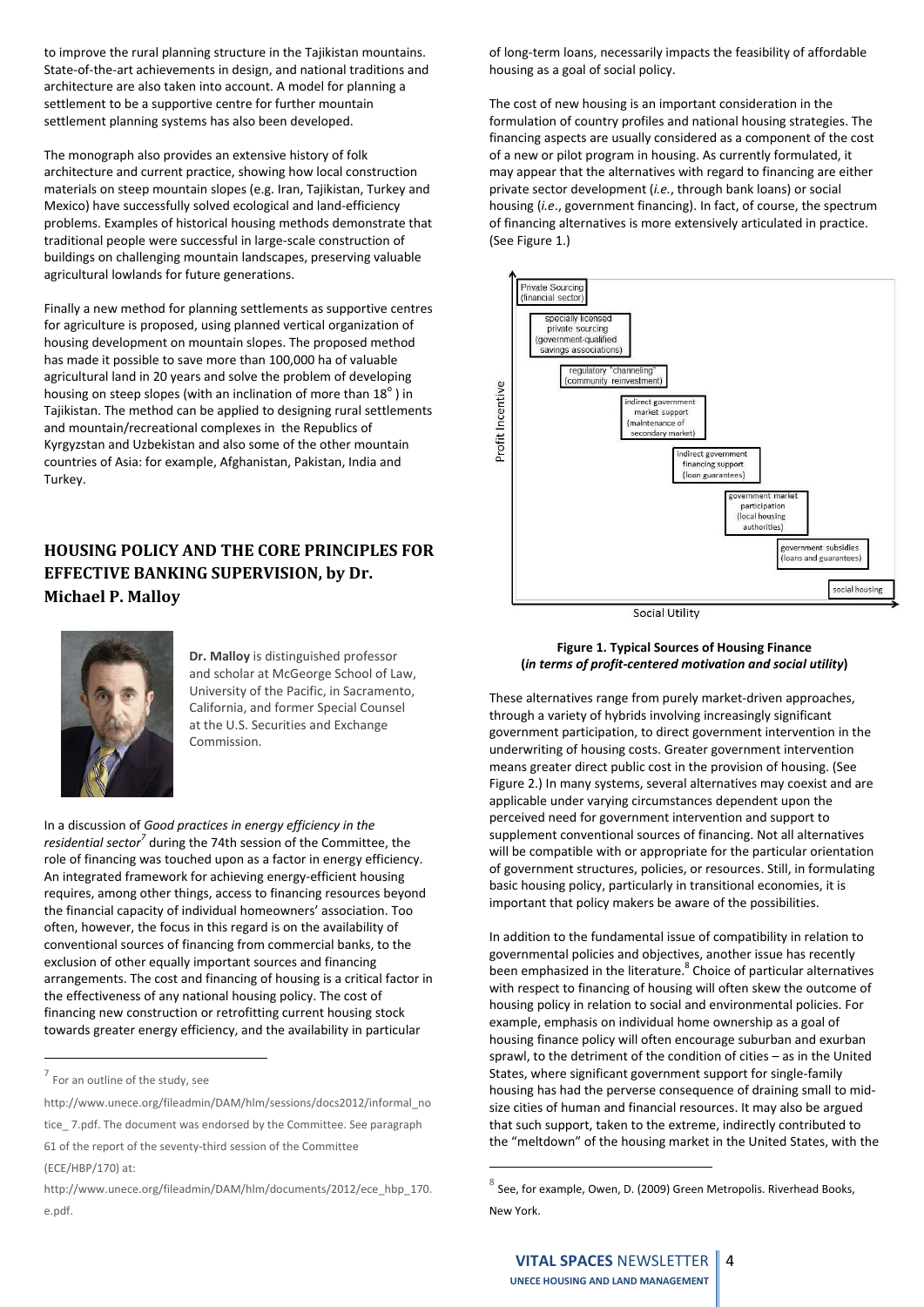to improve the rural planning structure in the Tajikistan mountains. State-of-the-art achievements in design, and national traditions and architecture are also taken into account. A model for planning a settlement to be a supportive centre for further mountain settlement planning systems has also been developed.

The monograph also provides an extensive history of folk architecture and current practice, showing how local construction materials on steep mountain slopes (e.g. Iran, Tajikistan, Turkey and Mexico) have successfully solved ecological and land-efficiency problems. Examples of historical housing methods demonstrate that traditional people were successful in large-scale construction of buildings on challenging mountain landscapes, preserving valuable agricultural lowlands for future generations.

Finally a new method for planning settlements as supportive centres for agriculture is proposed, using planned vertical organization of housing development on mountain slopes. The proposed method has made it possible to save more than 100,000 ha of valuable agricultural land in 20 years and solve the problem of developing housing on steep slopes (with an inclination of more than 18$^{o}$ ) in Tajikistan. The method can be applied to designing rural settlements and mountain/recreational complexes in the Republics of Kyrgyzstan and Uzbekistan and also some of the other mountain countries of Asia: for example, Afghanistan, Pakistan, India and Turkey.

## HOUSING POLICY AND THE CORE PRINCIPLES FOR EFFECTIVE BANKING SUPERVISION, by Dr. Michael P. Malloy

**Dr. Malloy** is distinguished professor and scholar at McGeorge School of Law, University of the Pacific, in Sacramento, California, and former Special Counsel at the U.S. Securities and Exchange Commission.

In a discussion of *Good practices in energy efficiency in the residential sector*[7] during the 74th session of the Committee, the role of financing was touched upon as a factor in energy efficiency. An integrated framework for achieving energy-efficient housing requires, among other things, access to financing resources beyond the financial capacity of individual homeowners' association. Too often, however, the focus in this regard is on the availability of conventional sources of financing from commercial banks, to the exclusion of other equally important sources and financing arrangements. The cost and financing of housing is a critical factor in the effectiveness of any national housing policy. The cost of financing new construction or retrofitting current housing stock towards greater energy efficiency, and the availability in particular of long-term loans, necessarily impacts the feasibility of affordable housing as a goal of social policy.

The cost of new housing is an important consideration in the formulation of country profiles and national housing strategies. The financing aspects are usually considered as a component of the cost of a new or pilot program in housing. As currently formulated, it may appear that the alternatives with regard to financing are either private sector development (*i.e.*, through bank loans) or social housing (*i.e.*, government financing). In fact, of course, the spectrum of financing alternatives is more extensively articulated in practice. (See Figure 1.)

Profit Incentive

- Private Sourcing (financial sector)
- specially licensed private sourcing (government-qualified savings associations)
- regulatory "channeling" (community reinvestment)
- indirect government market support (maintenance of secondary market)
- indirect government financing support (loan guarantees)
- government market participation (local housing authorities)
- government subsidies (loans and guarantees)
- social housing

Social Utility

**Figure 1. Typical Sources of Housing Finance**
**(*in terms of profit-centered motivation and social utility*)**

These alternatives range from purely market-driven approaches, through a variety of hybrids involving increasingly significant government participation, to direct government intervention in the underwriting of housing costs. Greater government intervention means greater direct public cost in the provision of housing. (See Figure 2.) In many systems, several alternatives may coexist and are applicable under varying circumstances dependent upon the perceived need for government intervention and support to supplement conventional sources of financing. Not all alternatives will be compatible with or appropriate for the particular orientation of government structures, policies, or resources. Still, in formulating basic housing policy, particularly in transitional economies, it is important that policy makers be aware of the possibilities.

In addition to the fundamental issue of compatibility in relation to governmental policies and objectives, another issue has recently been emphasized in the literature.[8] Choice of particular alternatives with respect to financing of housing will often skew the outcome of housing policy in relation to social and environmental policies. For example, emphasis on individual home ownership as a goal of housing finance policy will often encourage suburban and exurban sprawl, to the detriment of the condition of cities – as in the United States, where significant government support for single-family housing has had the perverse consequence of draining small to mid-size cities of human and financial resources. It may also be argued that such support, taken to the extreme, indirectly contributed to the "meltdown" of the housing market in the United States, with the

---

[7] For an outline of the study, see http://www.unece.org/fileadmin/DAM/hlm/sessions/docs2012/informal_notice_7.pdf. The document was endorsed by the Committee. See paragraph 61 of the report of the seventy-third session of the Committee (ECE/HBP/170) at: http://www.unece.org/fileadmin/DAM/hlm/documents/2012/ece_hbp_170.e.pdf.

[8] See, for example, Owen, D. (2009) Green Metropolis. Riverhead Books, New York.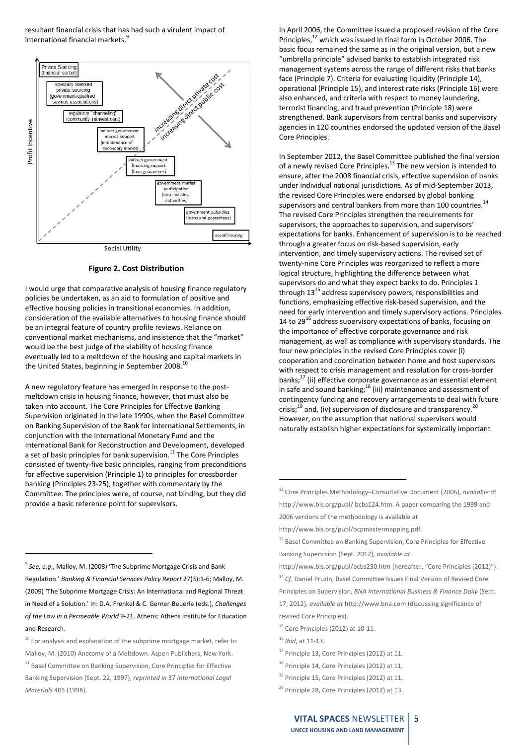resultant financial crisis that has had such a virulent impact of international financial markets.[9]

**Figure 2. Cost Distribution**

I would urge that comparative analysis of housing finance regulatory policies be undertaken, as an aid to formulation of positive and effective housing policies in transitional economies. In addition, consideration of the available alternatives to housing finance should be an integral feature of country profile reviews. Reliance on conventional market mechanisms, and insistence that the "market" would be the best judge of the viability of housing finance eventually led to a meltdown of the housing and capital markets in the United States, beginning in September 2008.[10]

A new regulatory feature has emerged in response to the post-meltdown crisis in housing finance, however, that must also be taken into account. The Core Principles for Effective Banking Supervision originated in the late 1990s, when the Basel Committee on Banking Supervision of the Bank for International Settlements, in conjunction with the International Monetary Fund and the International Bank for Reconstruction and Development, developed a set of basic principles for bank supervision.[11] The Core Principles consisted of twenty-five basic principles, ranging from preconditions for effective supervision (Principle 1) to principles for crossborder banking (Principles 23-25), together with commentary by the Committee. The principles were, of course, not binding, but they did provide a basic reference point for supervisors.

In April 2006, the Committee issued a proposed revision of the Core Principles,[12] which was issued in final form in October 2006. The basic focus remained the same as in the original version, but a new "umbrella principle" advised banks to establish integrated risk management systems across the range of different risks that banks face (Principle 7). Criteria for evaluating liquidity (Principle 14), operational (Principle 15), and interest rate risks (Principle 16) were also enhanced, and criteria with respect to money laundering, terrorist financing, and fraud prevention (Principle 18) were strengthened. Bank supervisors from central banks and supervisory agencies in 120 countries endorsed the updated version of the Basel Core Principles.

In September 2012, the Basel Committee published the final version of a newly revised Core Principles.[13] The new version is intended to ensure, after the 2008 financial crisis, effective supervision of banks under individual national jurisdictions. As of mid-September 2013, the revised Core Principles were endorsed by global banking supervisors and central bankers from more than 100 countries.[14] The revised Core Principles strengthen the requirements for supervisors, the approaches to supervision, and supervisors' expectations for banks. Enhancement of supervision is to be reached through a greater focus on risk-based supervision, early intervention, and timely supervisory actions. The revised set of twenty-nine Core Principles was reorganized to reflect a more logical structure, highlighting the difference between what supervisors do and what they expect banks to do. Principles 1 through 13[15] address supervisory powers, responsibilities and functions, emphasizing effective risk-based supervision, and the need for early intervention and timely supervisory actions. Principles 14 to 29[16] address supervisory expectations of banks, focusing on the importance of effective corporate governance and risk management, as well as compliance with supervisory standards. The four new principles in the revised Core Principles cover (i) cooperation and coordination between home and host supervisors with respect to crisis management and resolution for cross-border banks;[17] (ii) effective corporate governance as an essential element in safe and sound banking;[18] (iii) maintenance and assessment of contingency funding and recovery arrangements to deal with future crisis;[19] and, (iv) supervision of disclosure and transparency.[20] However, on the assumption that national supervisors would naturally establish higher expectations for systemically important

---

[9] *See, e.g.*, Malloy, M. (2008) 'The Subprime Mortgage Crisis and Bank Regulation.' *Banking & Financial Services Policy Report* 27(3):1-6; Malloy, M. (2009) 'The Subprime Mortgage Crisis: An International and Regional Threat in Need of a Solution.' In: D.A. Frenkel & C. Gerner-Beuerle (eds.), *Challenges of the Law in a Permeable World* 9-21. Athens: Athens Institute for Education and Research.

[10] For analysis and explanation of the subprime mortgage market, refer to Malloy, M. (2010) Anatomy of a Meltdown. Aspen Publishers, New York.

[11] Basel Committee on Banking Supervision, Core Principles for Effective Banking Supervision (Sept. 22, 1997), *reprinted in* 37 *International Legal Materials* 405 (1998).

[12] Core Principles Methodology–Consultative Document (2006), *available at* http://www.bis.org/publ/ bcbs124.htm. A paper comparing the 1999 and 2006 versions of the methodology is available at http://www.bis.org/publ/bcpmastermapping.pdf.

[13] Basel Committee on Banking Supervision, Core Principles for Effective Banking Supervision (Sept. 2012), *available at* http://www.bis.org/publ/bcbs230.htm (hereafter, "Core Principles (2012)").

[14] *Cf*. Daniel Pruzin, Basel Committee Issues Final Version of Revised Core Principles on Supervision, *BNA International Business & Finance Daily* (Sept. 17, 2012), *available at* http://www.bna.com (discussing significance of revised Core Principles).

[15] Core Principles (2012) at 10-11.

[16] *Ibid*, at 11-13.

[17] Principle 13, Core Principles (2012) at 11.

[18] Principle 14, Core Principles (2012) at 11.

[19] Principle 15, Core Principles (2012) at 11.

[20] Principle 28, Core Principles (2012) at 13.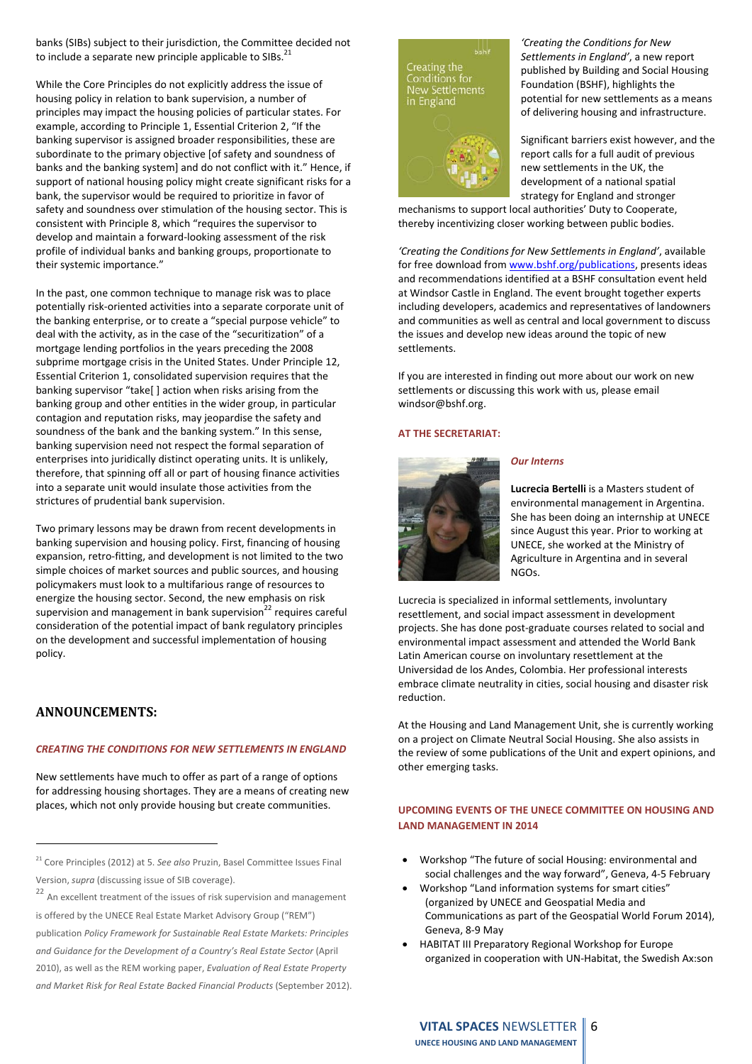banks (SIBs) subject to their jurisdiction, the Committee decided not to include a separate new principle applicable to SIBs.[21]

While the Core Principles do not explicitly address the issue of housing policy in relation to bank supervision, a number of principles may impact the housing policies of particular states. For example, according to Principle 1, Essential Criterion 2, "If the banking supervisor is assigned broader responsibilities, these are subordinate to the primary objective [of safety and soundness of banks and the banking system] and do not conflict with it." Hence, if support of national housing policy might create significant risks for a bank, the supervisor would be required to prioritize in favor of safety and soundness over stimulation of the housing sector. This is consistent with Principle 8, which "requires the supervisor to develop and maintain a forward-looking assessment of the risk profile of individual banks and banking groups, proportionate to their systemic importance."

In the past, one common technique to manage risk was to place potentially risk-oriented activities into a separate corporate unit of the banking enterprise, or to create a "special purpose vehicle" to deal with the activity, as in the case of the "securitization" of a mortgage lending portfolios in the years preceding the 2008 subprime mortgage crisis in the United States. Under Principle 12, Essential Criterion 1, consolidated supervision requires that the banking supervisor "take[ ] action when risks arising from the banking group and other entities in the wider group, in particular contagion and reputation risks, may jeopardise the safety and soundness of the bank and the banking system." In this sense, banking supervision need not respect the formal separation of enterprises into juridically distinct operating units. It is unlikely, therefore, that spinning off all or part of housing finance activities into a separate unit would insulate those activities from the strictures of prudential bank supervision.

Two primary lessons may be drawn from recent developments in banking supervision and housing policy. First, financing of housing expansion, retro-fitting, and development is not limited to the two simple choices of market sources and public sources, and housing policymakers must look to a multifarious range of resources to energize the housing sector. Second, the new emphasis on risk supervision and management in bank supervision[22] requires careful consideration of the potential impact of bank regulatory principles on the development and successful implementation of housing policy.

## ANNOUNCEMENTS:

### *CREATING THE CONDITIONS FOR NEW SETTLEMENTS IN ENGLAND*

New settlements have much to offer as part of a range of options for addressing housing shortages. They are a means of creating new places, which not only provide housing but create communities.

*'Creating the Conditions for New Settlements in England'*, a new report published by Building and Social Housing Foundation (BSHF), highlights the potential for new settlements as a means of delivering housing and infrastructure.

Significant barriers exist however, and the report calls for a full audit of previous new settlements in the UK, the development of a national spatial strategy for England and stronger mechanisms to support local authorities' Duty to Cooperate, thereby incentivizing closer working between public bodies.

*'Creating the Conditions for New Settlements in England'*, available for free download from [www.bshf.org/publications](www.bshf.org/publications), presents ideas and recommendations identified at a BSHF consultation event held at Windsor Castle in England. The event brought together experts including developers, academics and representatives of landowners and communities as well as central and local government to discuss the issues and develop new ideas around the topic of new settlements.

If you are interested in finding out more about our work on new settlements or discussing this work with us, please email windsor@bshf.org.

### AT THE SECRETARIAT:

#### *Our Interns*

**Lucrecia Bertelli** is a Masters student of environmental management in Argentina. She has been doing an internship at UNECE since August this year. Prior to working at UNECE, she worked at the Ministry of Agriculture in Argentina and in several NGOs.

Lucrecia is specialized in informal settlements, involuntary resettlement, and social impact assessment in development projects. She has done post-graduate courses related to social and environmental impact assessment and attended the World Bank Latin American course on involuntary resettlement at the Universidad de los Andes, Colombia. Her professional interests embrace climate neutrality in cities, social housing and disaster risk reduction.

At the Housing and Land Management Unit, she is currently working on a project on Climate Neutral Social Housing. She also assists in the review of some publications of the Unit and expert opinions, and other emerging tasks.

### UPCOMING EVENTS OF THE UNECE COMMITTEE ON HOUSING AND LAND MANAGEMENT IN 2014

- Workshop "The future of social Housing: environmental and social challenges and the way forward", Geneva, 4-5 February
- Workshop "Land information systems for smart cities" (organized by UNECE and Geospatial Media and Communications as part of the Geospatial World Forum 2014), Geneva, 8-9 May
- HABITAT III Preparatory Regional Workshop for Europe organized in cooperation with UN-Habitat, the Swedish Ax:son

---

[21] Core Principles (2012) at 5. *See also* Pruzin, Basel Committee Issues Final Version, *supra* (discussing issue of SIB coverage).

[22] An excellent treatment of the issues of risk supervision and management is offered by the UNECE Real Estate Market Advisory Group ("REM") publication *Policy Framework for Sustainable Real Estate Markets: Principles and Guidance for the Development of a Country's Real Estate Sector* (April 2010), as well as the REM working paper, *Evaluation of Real Estate Property and Market Risk for Real Estate Backed Financial Products* (September 2012).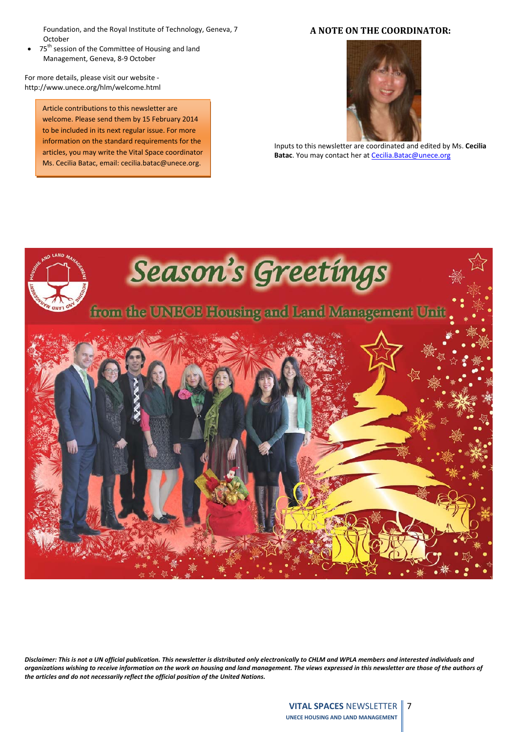Foundation, and the Royal Institute of Technology, Geneva, 7 October

- 75th session of the Committee of Housing and land Management, Geneva, 8-9 October

For more details, please visit our website - http://www.unece.org/hlm/welcome.html

Article contributions to this newsletter are welcome. Please send them by 15 February 2014 to be included in its next regular issue. For more information on the standard requirements for the articles, you may write the Vital Space coordinator Ms. Cecilia Batac, email: cecilia.batac@unece.org.

**A NOTE ON THE COORDINATOR:**

Inputs to this newsletter are coordinated and edited by Ms. **Cecilia Batac**. You may contact her at Cecilia.Batac@unece.org

Season's Greetings

from the UNECE Housing and Land Management Unit

*Disclaimer: This is not a UN official publication. This newsletter is distributed only electronically to CHLM and WPLA members and interested individuals and organizations wishing to receive information on the work on housing and land management. The views expressed in this newsletter are those of the authors of the articles and do not necessarily reflect the official position of the United Nations.*